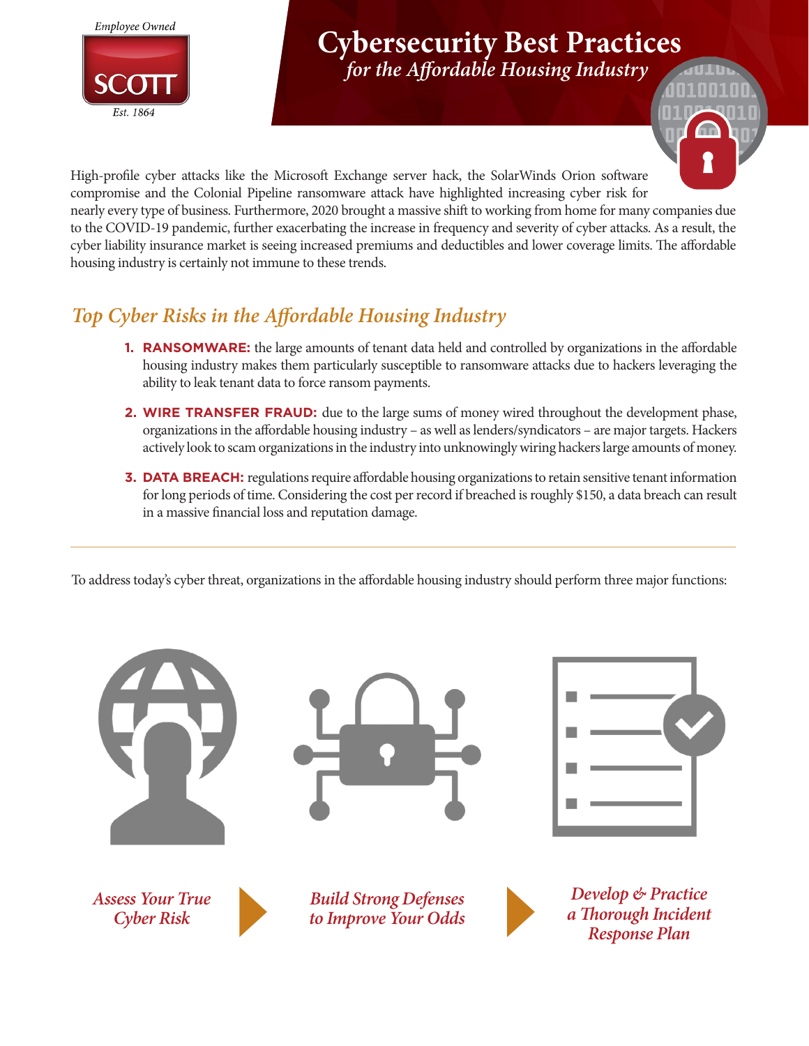Employee Owned

SCOTT

Est. 1864

# Cybersecurity Best Practices
*for the Affordable Housing Industry*

High-profile cyber attacks like the Microsoft Exchange server hack, the SolarWinds Orion software compromise and the Colonial Pipeline ransomware attack have highlighted increasing cyber risk for nearly every type of business. Furthermore, 2020 brought a massive shift to working from home for many companies due to the COVID-19 pandemic, further exacerbating the increase in frequency and severity of cyber attacks. As a result, the cyber liability insurance market is seeing increased premiums and deductibles and lower coverage limits. The affordable housing industry is certainly not immune to these trends.

## *Top Cyber Risks in the Affordable Housing Industry*

1. **RANSOMWARE:** the large amounts of tenant data held and controlled by organizations in the affordable housing industry makes them particularly susceptible to ransomware attacks due to hackers leveraging the ability to leak tenant data to force ransom payments.
2. **WIRE TRANSFER FRAUD:** due to the large sums of money wired throughout the development phase, organizations in the affordable housing industry – as well as lenders/syndicators – are major targets. Hackers actively look to scam organizations in the industry into unknowingly wiring hackers large amounts of money.
3. **DATA BREACH:** regulations require affordable housing organizations to retain sensitive tenant information for long periods of time. Considering the cost per record if breached is roughly $150, a data breach can result in a massive financial loss and reputation damage.

---

To address today's cyber threat, organizations in the affordable housing industry should perform three major functions:

*Assess Your True Cyber Risk* → *Build Strong Defenses to Improve Your Odds* → *Develop & Practice a Thorough Incident Response Plan*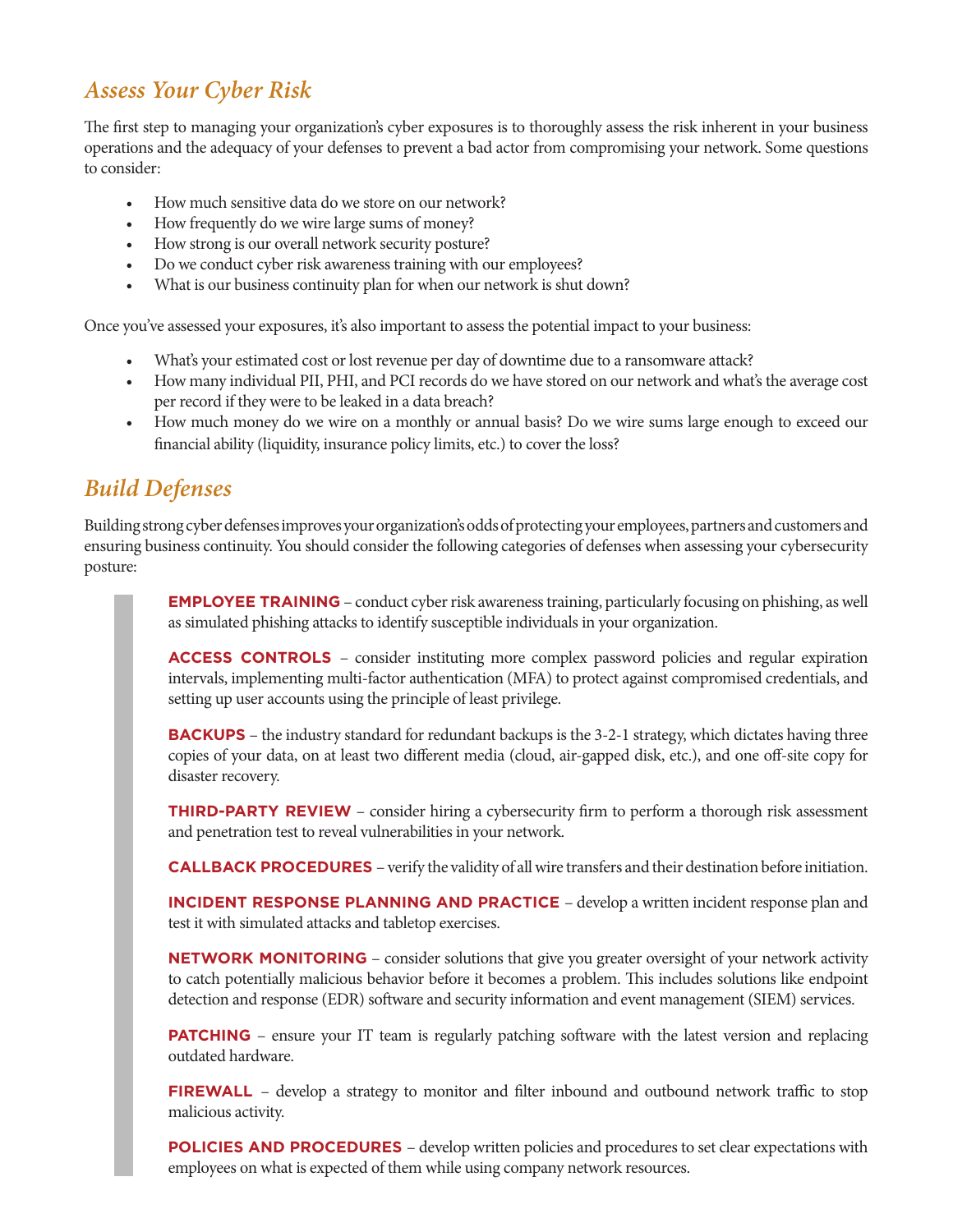## *Assess Your Cyber Risk*

The first step to managing your organization's cyber exposures is to thoroughly assess the risk inherent in your business operations and the adequacy of your defenses to prevent a bad actor from compromising your network. Some questions to consider:

- How much sensitive data do we store on our network?
- How frequently do we wire large sums of money?
- How strong is our overall network security posture?
- Do we conduct cyber risk awareness training with our employees?
- What is our business continuity plan for when our network is shut down?

Once you've assessed your exposures, it's also important to assess the potential impact to your business:

- What's your estimated cost or lost revenue per day of downtime due to a ransomware attack?
- How many individual PII, PHI, and PCI records do we have stored on our network and what's the average cost per record if they were to be leaked in a data breach?
- How much money do we wire on a monthly or annual basis? Do we wire sums large enough to exceed our financial ability (liquidity, insurance policy limits, etc.) to cover the loss?

## *Build Defenses*

Building strong cyber defenses improves your organization's odds of protecting your employees, partners and customers and ensuring business continuity. You should consider the following categories of defenses when assessing your cybersecurity posture:

**EMPLOYEE TRAINING** – conduct cyber risk awareness training, particularly focusing on phishing, as well as simulated phishing attacks to identify susceptible individuals in your organization.

**ACCESS CONTROLS** – consider instituting more complex password policies and regular expiration intervals, implementing multi-factor authentication (MFA) to protect against compromised credentials, and setting up user accounts using the principle of least privilege.

**BACKUPS** – the industry standard for redundant backups is the 3-2-1 strategy, which dictates having three copies of your data, on at least two different media (cloud, air-gapped disk, etc.), and one off-site copy for disaster recovery.

**THIRD-PARTY REVIEW** – consider hiring a cybersecurity firm to perform a thorough risk assessment and penetration test to reveal vulnerabilities in your network.

**CALLBACK PROCEDURES** – verify the validity of all wire transfers and their destination before initiation.

**INCIDENT RESPONSE PLANNING AND PRACTICE** – develop a written incident response plan and test it with simulated attacks and tabletop exercises.

**NETWORK MONITORING** – consider solutions that give you greater oversight of your network activity to catch potentially malicious behavior before it becomes a problem. This includes solutions like endpoint detection and response (EDR) software and security information and event management (SIEM) services.

**PATCHING** – ensure your IT team is regularly patching software with the latest version and replacing outdated hardware.

**FIREWALL** – develop a strategy to monitor and filter inbound and outbound network traffic to stop malicious activity.

**POLICIES AND PROCEDURES** – develop written policies and procedures to set clear expectations with employees on what is expected of them while using company network resources.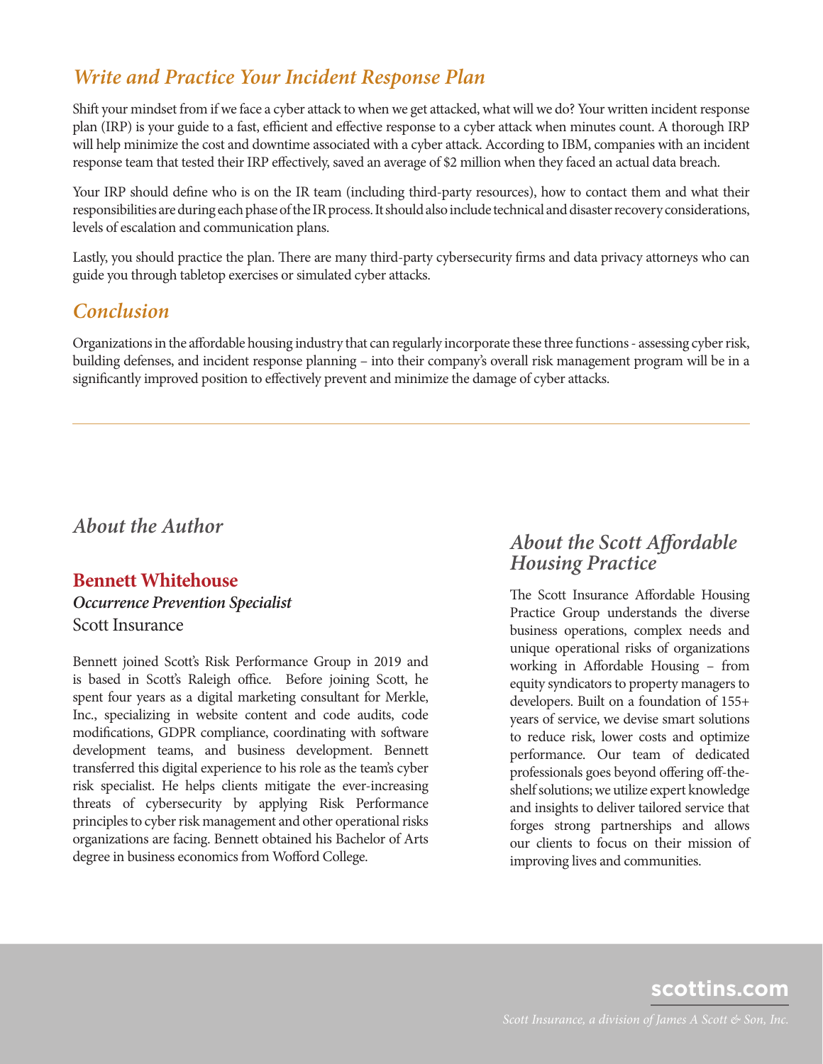## *Write and Practice Your Incident Response Plan*

Shift your mindset from if we face a cyber attack to when we get attacked, what will we do? Your written incident response plan (IRP) is your guide to a fast, efficient and effective response to a cyber attack when minutes count. A thorough IRP will help minimize the cost and downtime associated with a cyber attack. According to IBM, companies with an incident response team that tested their IRP effectively, saved an average of $2 million when they faced an actual data breach.

Your IRP should define who is on the IR team (including third-party resources), how to contact them and what their responsibilities are during each phase of the IR process. It should also include technical and disaster recovery considerations, levels of escalation and communication plans.

Lastly, you should practice the plan. There are many third-party cybersecurity firms and data privacy attorneys who can guide you through tabletop exercises or simulated cyber attacks.

## *Conclusion*

Organizations in the affordable housing industry that can regularly incorporate these three functions - assessing cyber risk, building defenses, and incident response planning – into their company's overall risk management program will be in a significantly improved position to effectively prevent and minimize the damage of cyber attacks.

---

## *About the Author*

**Bennett Whitehouse**
***Occurrence Prevention Specialist***
Scott Insurance

Bennett joined Scott's Risk Performance Group in 2019 and is based in Scott's Raleigh office. Before joining Scott, he spent four years as a digital marketing consultant for Merkle, Inc., specializing in website content and code audits, code modifications, GDPR compliance, coordinating with software development teams, and business development. Bennett transferred this digital experience to his role as the team's cyber risk specialist. He helps clients mitigate the ever-increasing threats of cybersecurity by applying Risk Performance principles to cyber risk management and other operational risks organizations are facing. Bennett obtained his Bachelor of Arts degree in business economics from Wofford College.

## *About the Scott Affordable Housing Practice*

The Scott Insurance Affordable Housing Practice Group understands the diverse business operations, complex needs and unique operational risks of organizations working in Affordable Housing – from equity syndicators to property managers to developers. Built on a foundation of 155+ years of service, we devise smart solutions to reduce risk, lower costs and optimize performance. Our team of dedicated professionals goes beyond offering off-the-shelf solutions; we utilize expert knowledge and insights to deliver tailored service that forges strong partnerships and allows our clients to focus on their mission of improving lives and communities.

**scottins.com**

*Scott Insurance, a division of James A Scott & Son, Inc.*